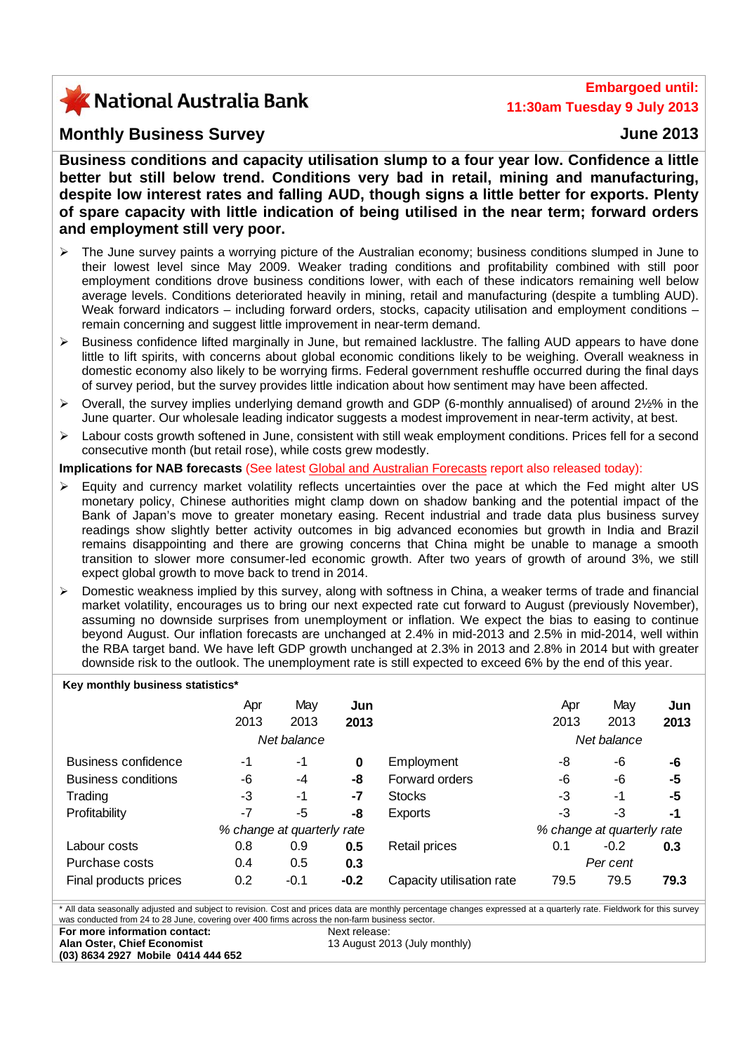**National Australia Bank**

**Embargoed until: 11:30am Tuesday 9 July 2013**

## Monthly Business Survey

**June 2013**

**Business conditions and capacity utilisation slump to a four year low. Confidence a little better but still below trend. Conditions very bad in retail, mining and manufacturing, despite low interest rates and falling AUD, though signs a little better for exports. Plenty of spare capacity with little indication of being utilised in the near term; forward orders and employment still very poor.**

- The June survey paints a worrying picture of the Australian economy; business conditions slumped in June to their lowest level since May 2009. Weaker trading conditions and profitability combined with still poor employment conditions drove business conditions lower, with each of these indicators remaining well below average levels. Conditions deteriorated heavily in mining, retail and manufacturing (despite a tumbling AUD). Weak forward indicators – including forward orders, stocks, capacity utilisation and employment conditions – remain concerning and suggest little improvement in near-term demand.
- Business confidence lifted marginally in June, but remained lacklustre. The falling AUD appears to have done little to lift spirits, with concerns about global economic conditions likely to be weighing. Overall weakness in domestic economy also likely to be worrying firms. Federal government reshuffle occurred during the final days of survey period, but the survey provides little indication about how sentiment may have been affected.
- Overall, the survey implies underlying demand growth and GDP (6-monthly annualised) of around 2½% in the June quarter. Our wholesale leading indicator suggests a modest improvement in near-term activity, at best.
- Labour costs growth softened in June, consistent with still weak employment conditions. Prices fell for a second consecutive month (but retail rose), while costs grew modestly.

**Implications for NAB forecasts** (See latest Global and Australian Forecasts report also released today):

- Equity and currency market volatility reflects uncertainties over the pace at which the Fed might alter US monetary policy, Chinese authorities might clamp down on shadow banking and the potential impact of the Bank of Japan's move to greater monetary easing. Recent industrial and trade data plus business survey readings show slightly better activity outcomes in big advanced economies but growth in India and Brazil remains disappointing and there are growing concerns that China might be unable to manage a smooth transition to slower more consumer-led economic growth. After two years of growth of around 3%, we still expect global growth to move back to trend in 2014.
- Domestic weakness implied by this survey, along with softness in China, a weaker terms of trade and financial market volatility, encourages us to bring our next expected rate cut forward to August (previously November), assuming no downside surprises from unemployment or inflation. We expect the bias to easing to continue beyond August. Our inflation forecasts are unchanged at 2.4% in mid-2013 and 2.5% in mid-2014, well within the RBA target band. We have left GDP growth unchanged at 2.3% in 2013 and 2.8% in 2014 but with greater downside risk to the outlook. The unemployment rate is still expected to exceed 6% by the end of this year.

**Key monthly business statistics***

| | Apr 2013 | May 2013 | **Jun 2013** | | Apr 2013 | May 2013 | **Jun 2013** |
|---|---|---|---|---|---|---|---|
| | *Net balance* | | | | *Net balance* | | |
| Business confidence | -1 | -1 | **0** | Employment | -8 | -6 | **-6** |
| Business conditions | -6 | -4 | **-8** | Forward orders | -6 | -6 | **-5** |
| Trading | -3 | -1 | **-7** | Stocks | -3 | -1 | **-5** |
| Profitability | -7 | -5 | **-8** | Exports | -3 | -3 | **-1** |
| | *% change at quarterly rate* | | | | *% change at quarterly rate* | | |
| Labour costs | 0.8 | 0.9 | **0.5** | Retail prices | 0.1 | -0.2 | **0.3** |
| Purchase costs | 0.4 | 0.5 | **0.3** | | *Per cent* | | |
| Final products prices | 0.2 | -0.1 | **-0.2** | Capacity utilisation rate | 79.5 | 79.5 | **79.3** |

\* All data seasonally adjusted and subject to revision. Cost and prices data are monthly percentage changes expressed at a quarterly rate. Fieldwork for this survey was conducted from 24 to 28 June, covering over 400 firms across the non-farm business sector.

**For more information contact:**
**Alan Oster, Chief Economist**
**(03) 8634 2927 Mobile 0414 444 652**

Next release:
13 August 2013 (July monthly)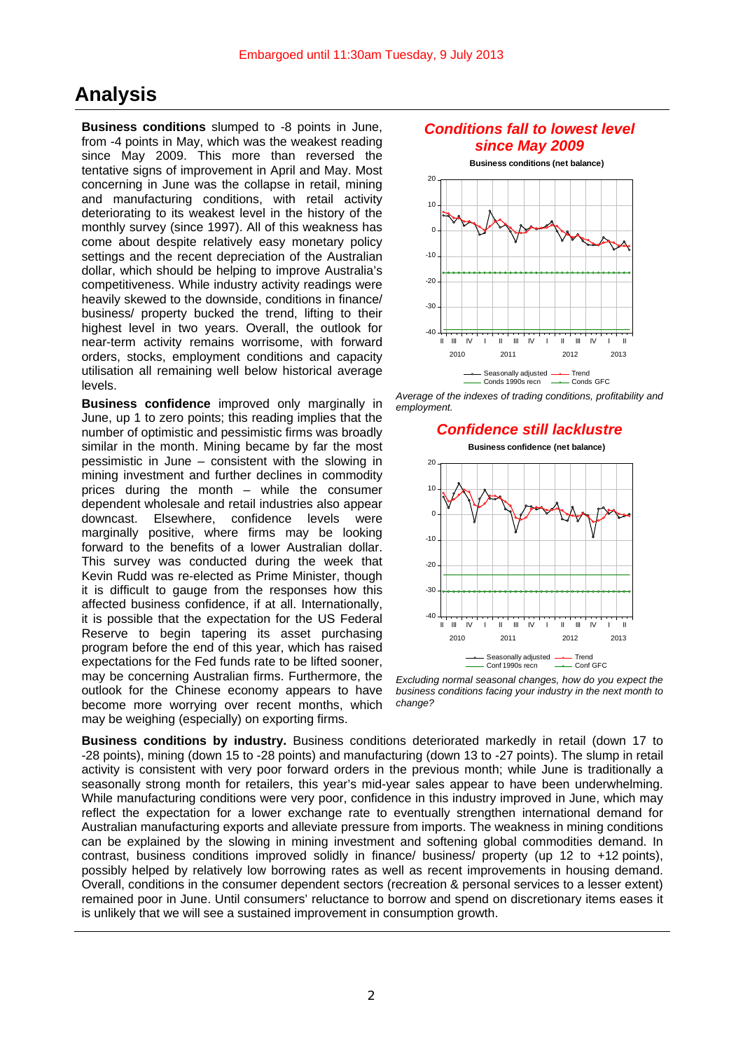Embargoed until 11:30am Tuesday, 9 July 2013

# Analysis

**Business conditions** slumped to -8 points in June, from -4 points in May, which was the weakest reading since May 2009. This more than reversed the tentative signs of improvement in April and May. Most concerning in June was the collapse in retail, mining and manufacturing conditions, with retail activity deteriorating to its weakest level in the history of the monthly survey (since 1997). All of this weakness has come about despite relatively easy monetary policy settings and the recent depreciation of the Australian dollar, which should be helping to improve Australia's competitiveness. While industry activity readings were heavily skewed to the downside, conditions in finance/ business/ property bucked the trend, lifting to their highest level in two years. Overall, the outlook for near-term activity remains worrisome, with forward orders, stocks, employment conditions and capacity utilisation all remaining well below historical average levels.

**Business confidence** improved only marginally in June, up 1 to zero points; this reading implies that the number of optimistic and pessimistic firms was broadly similar in the month. Mining became by far the most pessimistic in June – consistent with the slowing in mining investment and further declines in commodity prices during the month – while the consumer dependent wholesale and retail industries also appear downcast. Elsewhere, confidence levels were marginally positive, where firms may be looking forward to the benefits of a lower Australian dollar. This survey was conducted during the week that Kevin Rudd was re-elected as Prime Minister, though it is difficult to gauge from the responses how this affected business confidence, if at all. Internationally, it is possible that the expectation for the US Federal Reserve to begin tapering its asset purchasing program before the end of this year, which has raised expectations for the Fed funds rate to be lifted sooner, may be concerning Australian firms. Furthermore, the outlook for the Chinese economy appears to have become more worrying over recent months, which may be weighing (especially) on exporting firms.

***Conditions fall to lowest level since May 2009***

Business conditions (net balance)

*Average of the indexes of trading conditions, profitability and employment.*

***Confidence still lacklustre***

Business confidence (net balance)

*Excluding normal seasonal changes, how do you expect the business conditions facing your industry in the next month to change?*

**Business conditions by industry.** Business conditions deteriorated markedly in retail (down 17 to -28 points), mining (down 15 to -28 points) and manufacturing (down 13 to -27 points). The slump in retail activity is consistent with very poor forward orders in the previous month; while June is traditionally a seasonally strong month for retailers, this year's mid-year sales appear to have been underwhelming. While manufacturing conditions were very poor, confidence in this industry improved in June, which may reflect the expectation for a lower exchange rate to eventually strengthen international demand for Australian manufacturing exports and alleviate pressure from imports. The weakness in mining conditions can be explained by the slowing in mining investment and softening global commodities demand. In contrast, business conditions improved solidly in finance/ business/ property (up 12 to +12 points), possibly helped by relatively low borrowing rates as well as recent improvements in housing demand. Overall, conditions in the consumer dependent sectors (recreation & personal services to a lesser extent) remained poor in June. Until consumers' reluctance to borrow and spend on discretionary items eases it is unlikely that we will see a sustained improvement in consumption growth.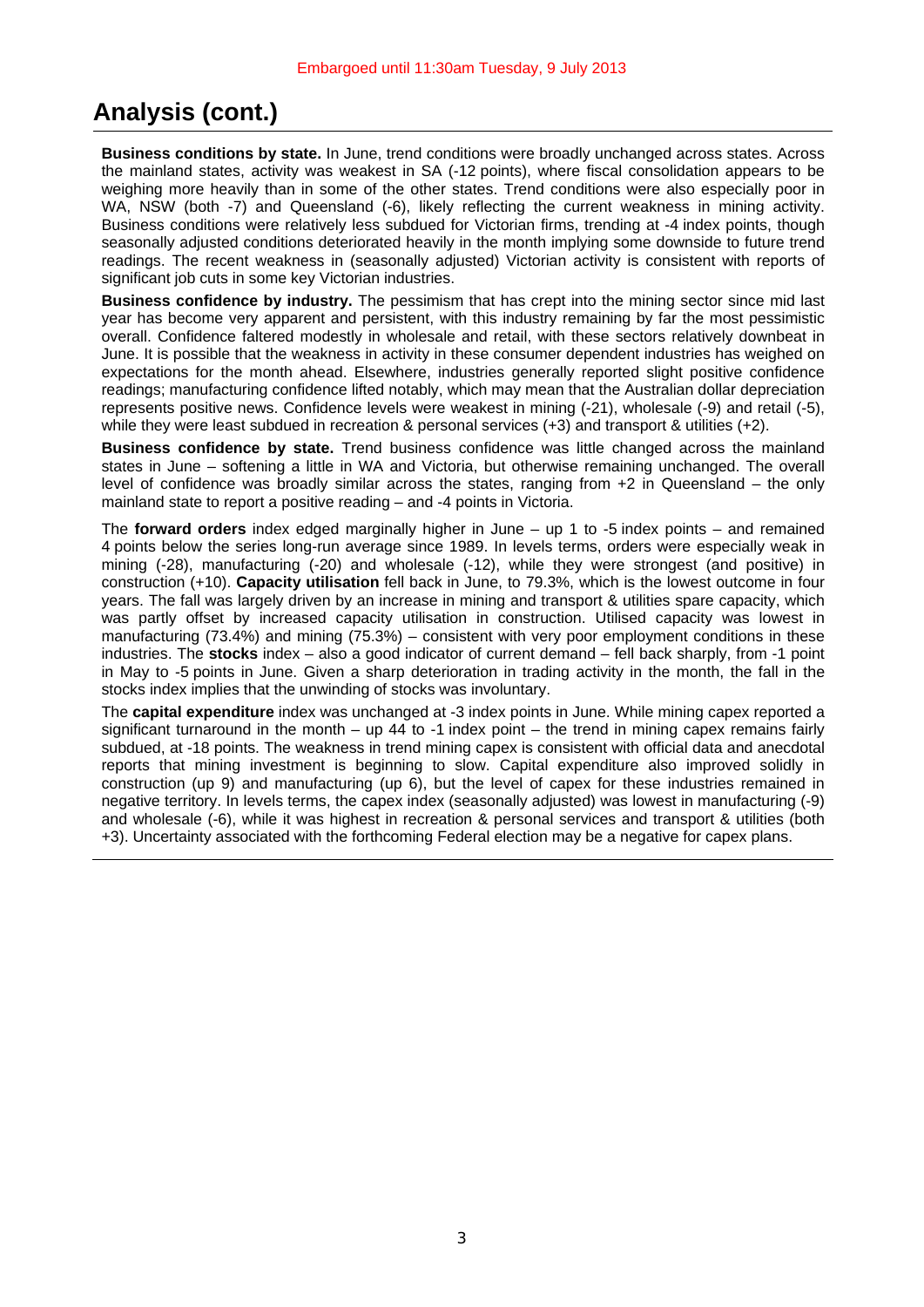## Analysis (cont.)

**Business conditions by state.** In June, trend conditions were broadly unchanged across states. Across the mainland states, activity was weakest in SA (-12 points), where fiscal consolidation appears to be weighing more heavily than in some of the other states. Trend conditions were also especially poor in WA, NSW (both -7) and Queensland (-6), likely reflecting the current weakness in mining activity. Business conditions were relatively less subdued for Victorian firms, trending at -4 index points, though seasonally adjusted conditions deteriorated heavily in the month implying some downside to future trend readings. The recent weakness in (seasonally adjusted) Victorian activity is consistent with reports of significant job cuts in some key Victorian industries.

**Business confidence by industry.** The pessimism that has crept into the mining sector since mid last year has become very apparent and persistent, with this industry remaining by far the most pessimistic overall. Confidence faltered modestly in wholesale and retail, with these sectors relatively downbeat in June. It is possible that the weakness in activity in these consumer dependent industries has weighed on expectations for the month ahead. Elsewhere, industries generally reported slight positive confidence readings; manufacturing confidence lifted notably, which may mean that the Australian dollar depreciation represents positive news. Confidence levels were weakest in mining (-21), wholesale (-9) and retail (-5), while they were least subdued in recreation & personal services (+3) and transport & utilities (+2).

**Business confidence by state.** Trend business confidence was little changed across the mainland states in June – softening a little in WA and Victoria, but otherwise remaining unchanged. The overall level of confidence was broadly similar across the states, ranging from +2 in Queensland – the only mainland state to report a positive reading – and -4 points in Victoria.

The **forward orders** index edged marginally higher in June – up 1 to -5 index points – and remained 4 points below the series long-run average since 1989. In levels terms, orders were especially weak in mining (-28), manufacturing (-20) and wholesale (-12), while they were strongest (and positive) in construction (+10). **Capacity utilisation** fell back in June, to 79.3%, which is the lowest outcome in four years. The fall was largely driven by an increase in mining and transport & utilities spare capacity, which was partly offset by increased capacity utilisation in construction. Utilised capacity was lowest in manufacturing (73.4%) and mining (75.3%) – consistent with very poor employment conditions in these industries. The **stocks** index – also a good indicator of current demand – fell back sharply, from -1 point in May to -5 points in June. Given a sharp deterioration in trading activity in the month, the fall in the stocks index implies that the unwinding of stocks was involuntary.

The **capital expenditure** index was unchanged at -3 index points in June. While mining capex reported a significant turnaround in the month – up 44 to -1 index point – the trend in mining capex remains fairly subdued, at -18 points. The weakness in trend mining capex is consistent with official data and anecdotal reports that mining investment is beginning to slow. Capital expenditure also improved solidly in construction (up 9) and manufacturing (up 6), but the level of capex for these industries remained in negative territory. In levels terms, the capex index (seasonally adjusted) was lowest in manufacturing (-9) and wholesale (-6), while it was highest in recreation & personal services and transport & utilities (both +3). Uncertainty associated with the forthcoming Federal election may be a negative for capex plans.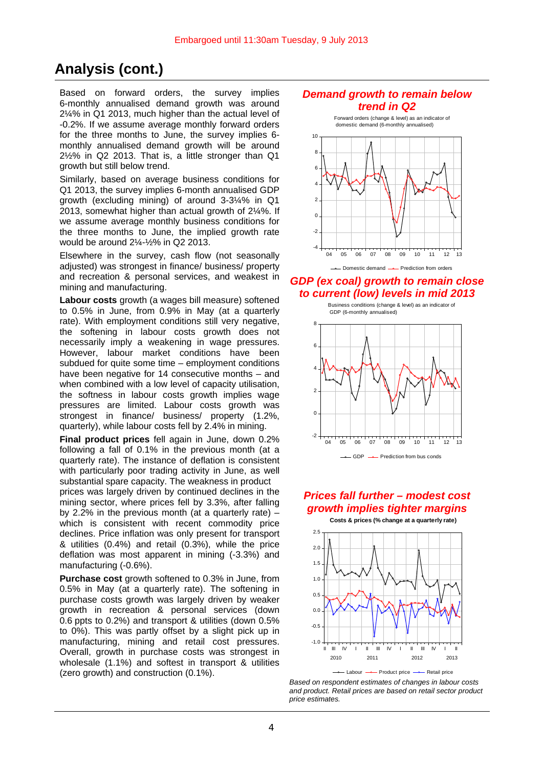## Analysis (cont.)

Based on forward orders, the survey implies 6-monthly annualised demand growth was around 2¼% in Q1 2013, much higher than the actual level of -0.2%. If we assume average monthly forward orders for the three months to June, the survey implies 6-monthly annualised demand growth will be around 2½% in Q2 2013. That is, a little stronger than Q1 growth but still below trend.

Similarly, based on average business conditions for Q1 2013, the survey implies 6-monthly annualised GDP growth (excluding mining) of around 3-3¼% in Q1 2013, somewhat higher than actual growth of 2¼%. If we assume average monthly business conditions for the three months to June, the implied growth rate would be around 2¼-½% in Q2 2013.

Elsewhere in the survey, cash flow (not seasonally adjusted) was strongest in finance/ business/ property and recreation & personal services, and weakest in mining and manufacturing.

**Labour costs** growth (a wages bill measure) softened to 0.5% in June, from 0.9% in May (at a quarterly rate). With employment conditions still very negative, the softening in labour costs growth does not necessarily imply a weakening in wage pressures. However, labour market conditions have been subdued for quite some time – employment conditions have been negative for 14 consecutive months – and when combined with a low level of capacity utilisation, the softness in labour costs growth implies wage pressures are limited. Labour costs growth was strongest in finance/ business/ property (1.2%, quarterly), while labour costs fell by 2.4% in mining.

**Final product prices** fell again in June, down 0.2% following a fall of 0.1% in the previous month (at a quarterly rate). The instance of deflation is consistent with particularly poor trading activity in June, as well substantial spare capacity. The weakness in product prices was largely driven by continued declines in the mining sector, where prices fell by 3.3%, after falling by 2.2% in the previous month (at a quarterly rate) – which is consistent with recent commodity price declines. Price inflation was only present for transport & utilities (0.4%) and retail (0.3%), while the price deflation was most apparent in mining (-3.3%) and manufacturing (-0.6%).

**Purchase cost** growth softened to 0.3% in June, from 0.5% in May (at a quarterly rate). The softening in purchase costs growth was largely driven by weaker growth in recreation & personal services (down 0.6 ppts to 0.2%) and transport & utilities (down 0.5% to 0%). This was partly offset by a slight pick up in manufacturing, mining and retail cost pressures. Overall, growth in purchase costs was strongest in wholesale (1.1%) and softest in transport & utilities (zero growth) and construction (0.1%).

***Demand growth to remain below trend in Q2***

Forward orders (change & level) as an indicator of domestic demand (6-monthly annualised)

Domestic demand — Prediction from orders

***GDP (ex coal) growth to remain close to current (low) levels in mid 2013***

Business conditions (change & level) as an indicator of GDP (6-monthly annualised)

GDP — Prediction from bus conds

***Prices fall further – modest cost growth implies tighter margins***

**Costs & prices (% change at a quarterly rate)**

Labour — Product price — Retail price

*Based on respondent estimates of changes in labour costs and product. Retail prices are based on retail sector product price estimates.*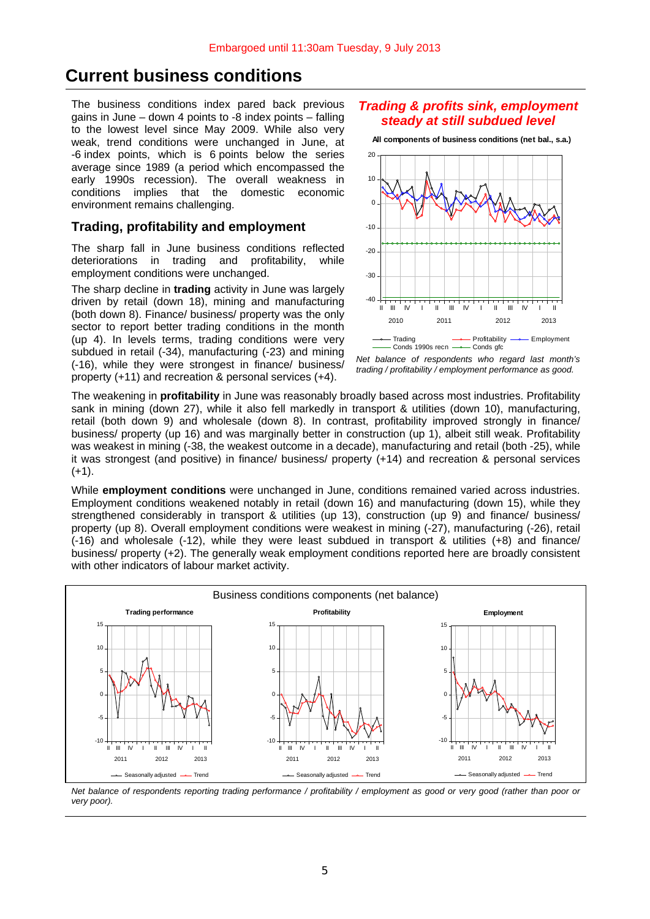# Current business conditions

The business conditions index pared back previous gains in June – down 4 points to -8 index points – falling to the lowest level since May 2009. While also very weak, trend conditions were unchanged in June, at -6 index points, which is 6 points below the series average since 1989 (a period which encompassed the early 1990s recession). The overall weakness in conditions implies that the domestic economic environment remains challenging.

## Trading, profitability and employment

The sharp fall in June business conditions reflected deteriorations in trading and profitability, while employment conditions were unchanged.

The sharp decline in **trading** activity in June was largely driven by retail (down 18), mining and manufacturing (both down 8). Finance/ business/ property was the only sector to report better trading conditions in the month (up 4). In levels terms, trading conditions were very subdued in retail (-34), manufacturing (-23) and mining (-16), while they were strongest in finance/ business/ property (+11) and recreation & personal services (+4).

***Trading & profits sink, employment steady at still subdued level***

**All components of business conditions (net bal., s.a.)**

*Net balance of respondents who regard last month's trading / profitability / employment performance as good.*

The weakening in **profitability** in June was reasonably broadly based across most industries. Profitability sank in mining (down 27), while it also fell markedly in transport & utilities (down 10), manufacturing, retail (both down 9) and wholesale (down 8). In contrast, profitability improved strongly in finance/ business/ property (up 16) and was marginally better in construction (up 1), albeit still weak. Profitability was weakest in mining (-38, the weakest outcome in a decade), manufacturing and retail (both -25), while it was strongest (and positive) in finance/ business/ property (+14) and recreation & personal services (+1).

While **employment conditions** were unchanged in June, conditions remained varied across industries. Employment conditions weakened notably in retail (down 16) and manufacturing (down 15), while they strengthened considerably in transport & utilities (up 13), construction (up 9) and finance/ business/ property (up 8). Overall employment conditions were weakest in mining (-27), manufacturing (-26), retail (-16) and wholesale (-12), while they were least subdued in transport & utilities (+8) and finance/ business/ property (+2). The generally weak employment conditions reported here are broadly consistent with other indicators of labour market activity.

Business conditions components (net balance)

*Net balance of respondents reporting trading performance / profitability / employment as good or very good (rather than poor or very poor).*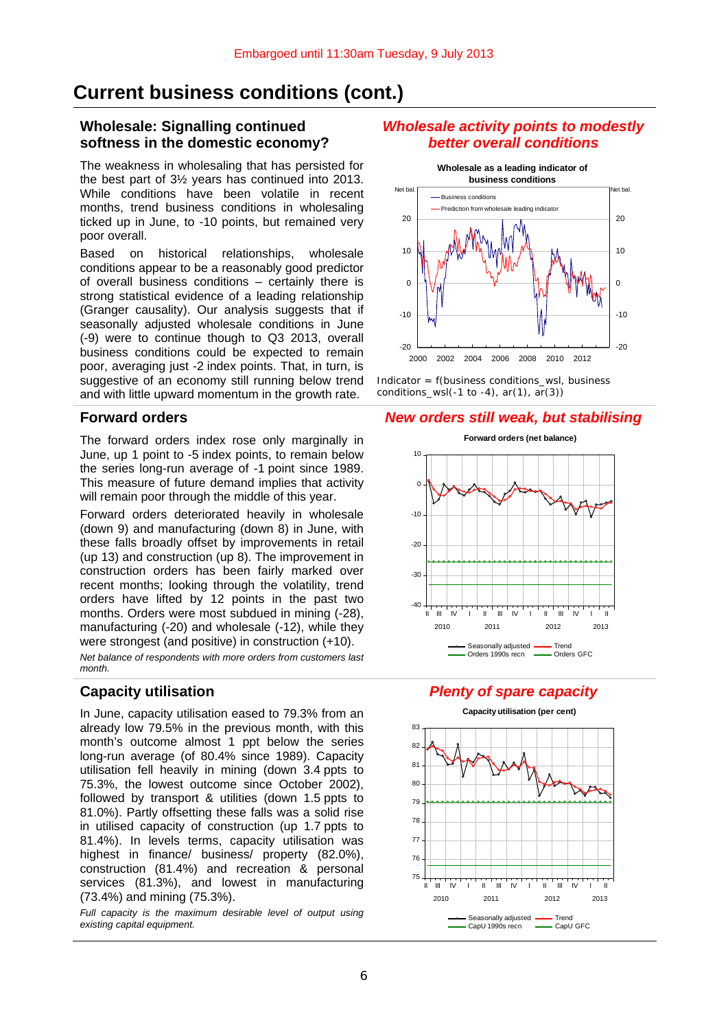Embargoed until 11:30am Tuesday, 9 July 2013

# Current business conditions (cont.)

## Wholesale: Signalling continued softness in the domestic economy?

The weakness in wholesaling that has persisted for the best part of 3½ years has continued into 2013. While conditions have been volatile in recent months, trend business conditions in wholesaling ticked up in June, to -10 points, but remained very poor overall.

Based on historical relationships, wholesale conditions appear to be a reasonably good predictor of overall business conditions – certainly there is strong statistical evidence of a leading relationship (Granger causality). Our analysis suggests that if seasonally adjusted wholesale conditions in June (-9) were to continue though to Q3 2013, overall business conditions could be expected to remain poor, averaging just -2 index points. That, in turn, is suggestive of an economy still running below trend and with little upward momentum in the growth rate.

### *Wholesale activity points to modestly better overall conditions*

Indicator = f(business conditions_wsl, business conditions_wsl(-1 to -4), ar(1), ar(3))

## Forward orders

The forward orders index rose only marginally in June, up 1 point to -5 index points, to remain below the series long-run average of -1 point since 1989. This measure of future demand implies that activity will remain poor through the middle of this year.

Forward orders deteriorated heavily in wholesale (down 9) and manufacturing (down 8) in June, with these falls broadly offset by improvements in retail (up 13) and construction (up 8). The improvement in construction orders has been fairly marked over recent months; looking through the volatility, trend orders have lifted by 12 points in the past two months. Orders were most subdued in mining (-28), manufacturing (-20) and wholesale (-12), while they were strongest (and positive) in construction (+10).

*Net balance of respondents with more orders from customers last month.*

### *New orders still weak, but stabilising*

## Capacity utilisation

In June, capacity utilisation eased to 79.3% from an already low 79.5% in the previous month, with this month's outcome almost 1 ppt below the series long-run average (of 80.4% since 1989). Capacity utilisation fell heavily in mining (down 3.4 ppts to 75.3%, the lowest outcome since October 2002), followed by transport & utilities (down 1.5 ppts to 81.0%). Partly offsetting these falls was a solid rise in utilised capacity of construction (up 1.7 ppts to 81.4%). In levels terms, capacity utilisation was highest in finance/ business/ property (82.0%), construction (81.4%) and recreation & personal services (81.3%), and lowest in manufacturing (73.4%) and mining (75.3%).

*Full capacity is the maximum desirable level of output using existing capital equipment.*

### *Plenty of spare capacity*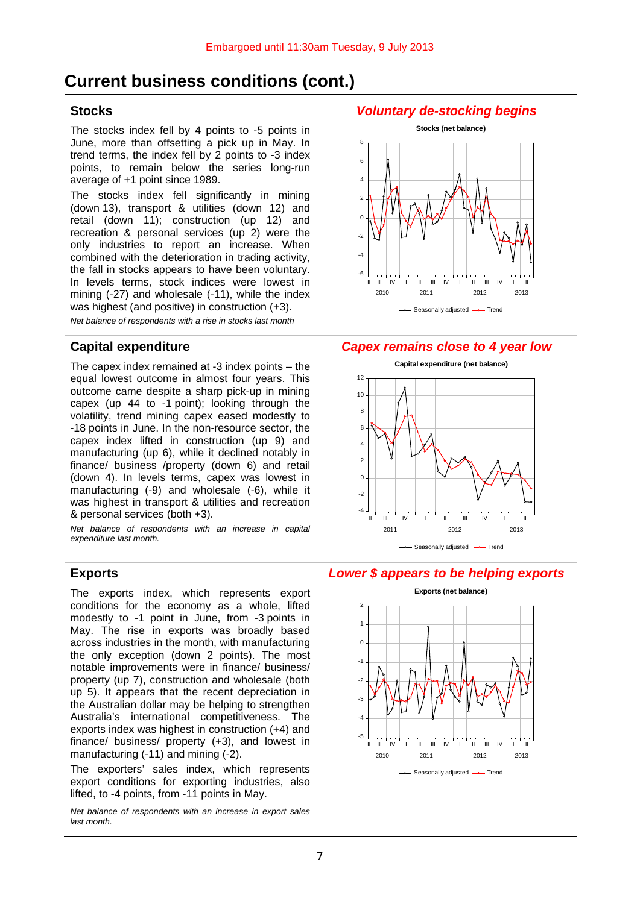Embargoed until 11:30am Tuesday, 9 July 2013

# Current business conditions (cont.)

## Stocks

The stocks index fell by 4 points to -5 points in June, more than offsetting a pick up in May. In trend terms, the index fell by 2 points to -3 index points, to remain below the series long-run average of +1 point since 1989.

The stocks index fell significantly in mining (down 13), transport & utilities (down 12) and retail (down 11); construction (up 12) and recreation & personal services (up 2) were the only industries to report an increase. When combined with the deterioration in trading activity, the fall in stocks appears to have been voluntary. In levels terms, stock indices were lowest in mining (-27) and wholesale (-11), while the index was highest (and positive) in construction (+3).

*Net balance of respondents with a rise in stocks last month*

### *Voluntary de-stocking begins*

**Stocks (net balance)**

Seasonally adjusted — Trend

## Capital expenditure

The capex index remained at -3 index points – the equal lowest outcome in almost four years. This outcome came despite a sharp pick-up in mining capex (up 44 to -1 point); looking through the volatility, trend mining capex eased modestly to -18 points in June. In the non-resource sector, the capex index lifted in construction (up 9) and manufacturing (up 6), while it declined notably in finance/ business /property (down 6) and retail (down 4). In levels terms, capex was lowest in manufacturing (-9) and wholesale (-6), while it was highest in transport & utilities and recreation & personal services (both +3).

*Net balance of respondents with an increase in capital expenditure last month.*

### *Capex remains close to 4 year low*

**Capital expenditure (net balance)**

Seasonally adjusted — Trend

## Exports

The exports index, which represents export conditions for the economy as a whole, lifted modestly to -1 point in June, from -3 points in May. The rise in exports was broadly based across industries in the month, with manufacturing the only exception (down 2 points). The most notable improvements were in finance/ business/ property (up 7), construction and wholesale (both up 5). It appears that the recent depreciation in the Australian dollar may be helping to strengthen Australia's international competitiveness. The exports index was highest in construction (+4) and finance/ business/ property (+3), and lowest in manufacturing (-11) and mining (-2).

The exporters' sales index, which represents export conditions for exporting industries, also lifted, to -4 points, from -11 points in May.

*Net balance of respondents with an increase in export sales last month.*

### *Lower $ appears to be helping exports*

**Exports (net balance)**

Seasonally adjusted — Trend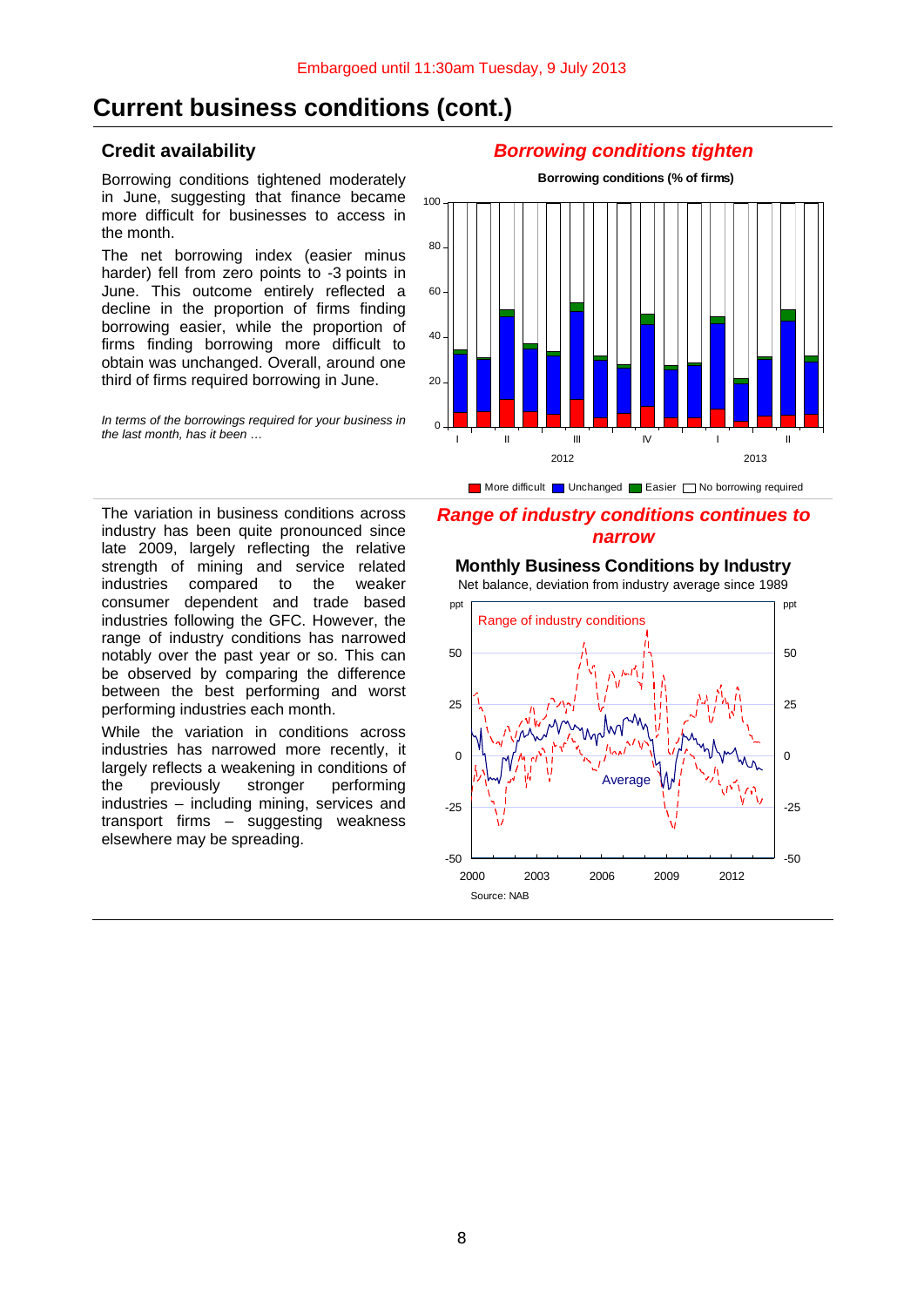# Current business conditions (cont.)

## Credit availability

Borrowing conditions tightened moderately in June, suggesting that finance became more difficult for businesses to access in the month.

The net borrowing index (easier minus harder) fell from zero points to -3 points in June. This outcome entirely reflected a decline in the proportion of firms finding borrowing easier, while the proportion of firms finding borrowing more difficult to obtain was unchanged. Overall, around one third of firms required borrowing in June.

*In terms of the borrowings required for your business in the last month, has it been …*

### *Borrowing conditions tighten*

**Borrowing conditions (% of firms)**

More difficult | Unchanged | Easier | No borrowing required

The variation in business conditions across industry has been quite pronounced since late 2009, largely reflecting the relative strength of mining and service related industries compared to the weaker consumer dependent and trade based industries following the GFC. However, the range of industry conditions has narrowed notably over the past year or so. This can be observed by comparing the difference between the best performing and worst performing industries each month.

While the variation in conditions across industries has narrowed more recently, it largely reflects a weakening in conditions of the previously stronger performing industries – including mining, services and transport firms – suggesting weakness elsewhere may be spreading.

### *Range of industry conditions continues to narrow*

**Monthly Business Conditions by Industry**

Net balance, deviation from industry average since 1989

Range of industry conditions

Average

Source: NAB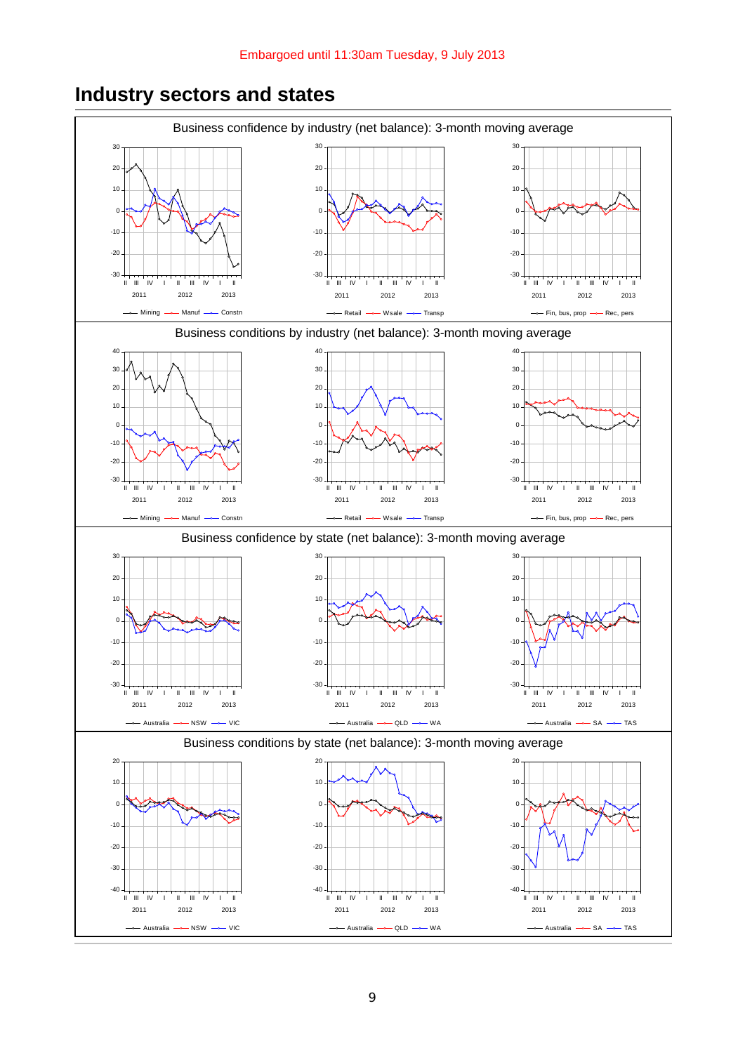Embargoed until 11:30am Tuesday, 9 July 2013

# Industry sectors and states

Business confidence by industry (net balance): 3-month moving average

Mining — Manuf — Constn

Retail — Wsale — Transp

Fin, bus, prop — Rec, pers

Business conditions by industry (net balance): 3-month moving average

Mining — Manuf — Constn

Retail — Wsale — Transp

Fin, bus, prop — Rec, pers

Business confidence by state (net balance): 3-month moving average

Australia — NSW — VIC

Australia — QLD — WA

Australia — SA — TAS

Business conditions by state (net balance): 3-month moving average

Australia — NSW — VIC

Australia — QLD — WA

Australia — SA — TAS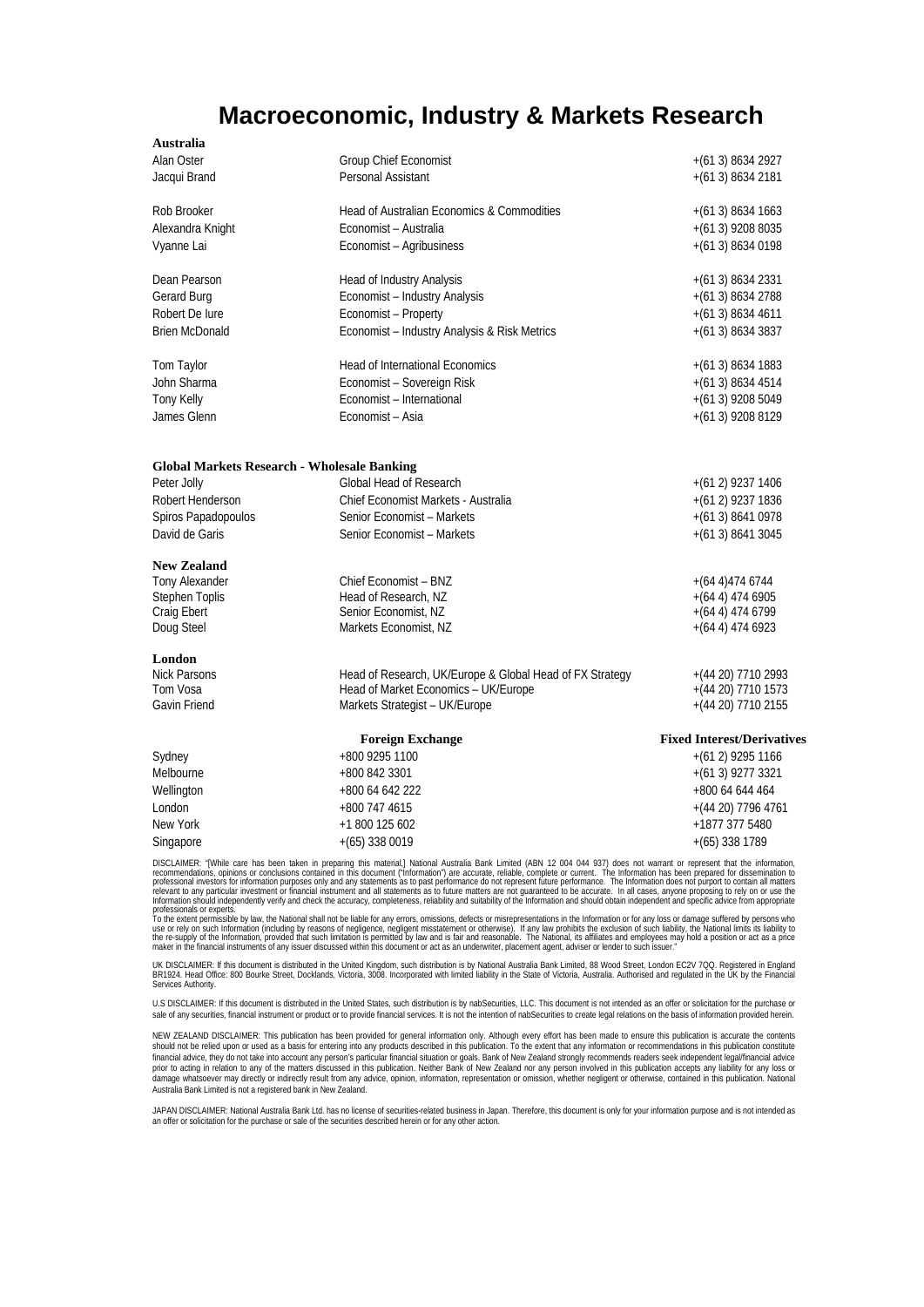# Macroeconomic, Industry & Markets Research

**Australia**

| | | |
|---|---|---|
| Alan Oster | Group Chief Economist | +(61 3) 8634 2927 |
| Jacqui Brand | Personal Assistant | +(61 3) 8634 2181 |
| | | |
| Rob Brooker | Head of Australian Economics & Commodities | +(61 3) 8634 1663 |
| Alexandra Knight | Economist – Australia | +(61 3) 9208 8035 |
| Vyanne Lai | Economist – Agribusiness | +(61 3) 8634 0198 |
| | | |
| Dean Pearson | Head of Industry Analysis | +(61 3) 8634 2331 |
| Gerard Burg | Economist – Industry Analysis | +(61 3) 8634 2788 |
| Robert De Iure | Economist – Property | +(61 3) 8634 4611 |
| Brien McDonald | Economist – Industry Analysis & Risk Metrics | +(61 3) 8634 3837 |
| | | |
| Tom Taylor | Head of International Economics | +(61 3) 8634 1883 |
| John Sharma | Economist – Sovereign Risk | +(61 3) 8634 4514 |
| Tony Kelly | Economist – International | +(61 3) 9208 5049 |
| James Glenn | Economist – Asia | +(61 3) 9208 8129 |

**Global Markets Research - Wholesale Banking**

| | | |
|---|---|---|
| Peter Jolly | Global Head of Research | +(61 2) 9237 1406 |
| Robert Henderson | Chief Economist Markets - Australia | +(61 2) 9237 1836 |
| Spiros Papadopoulos | Senior Economist – Markets | +(61 3) 8641 0978 |
| David de Garis | Senior Economist – Markets | +(61 3) 8641 3045 |

**New Zealand**

| | | |
|---|---|---|
| Tony Alexander | Chief Economist – BNZ | +(64 4)474 6744 |
| Stephen Toplis | Head of Research, NZ | +(64 4) 474 6905 |
| Craig Ebert | Senior Economist, NZ | +(64 4) 474 6799 |
| Doug Steel | Markets Economist, NZ | +(64 4) 474 6923 |

**London**

| | | |
|---|---|---|
| Nick Parsons | Head of Research, UK/Europe & Global Head of FX Strategy | +(44 20) 7710 2993 |
| Tom Vosa | Head of Market Economics – UK/Europe | +(44 20) 7710 1573 |
| Gavin Friend | Markets Strategist – UK/Europe | +(44 20) 7710 2155 |

| | Foreign Exchange | Fixed Interest/Derivatives |
|---|---|---|
| Sydney | +800 9295 1100 | +(61 2) 9295 1166 |
| Melbourne | +800 842 3301 | +(61 3) 9277 3321 |
| Wellington | +800 64 642 222 | +800 64 644 464 |
| London | +800 747 4615 | +(44 20) 7796 4761 |
| New York | +1 800 125 602 | +1877 377 5480 |
| Singapore | +(65) 338 0019 | +(65) 338 1789 |

DISCLAIMER: "[While care has been taken in preparing this material,] National Australia Bank Limited (ABN 12 004 044 937) does not warrant or represent that the information, recommendations, opinions or conclusions contained in this document ("Information") are accurate, reliable, complete or current. The Information has been prepared for dissemination to professional investors for information purposes only and any statements as to past performance do not represent future performance. The Information does not purport to contain all matters relevant to any particular investment or financial instrument and all statements as to future matters are not guaranteed to be accurate. In all cases, anyone proposing to rely on or use the Information should independently verify and check the accuracy, completeness, reliability and suitability of the Information and should obtain independent and specific advice from appropriate professionals or experts.
To the extent permissible by law, the National shall not be liable for any errors, omissions, defects or misrepresentations in the Information or for any loss or damage suffered by persons who use or rely on such Information (including by reasons of negligence, negligent misstatement or otherwise). If any law prohibits the exclusion of such liability, the National limits its liability to the re-supply of the Information, provided that such limitation is permitted by law and is fair and reasonable. The National, its affiliates and employees may hold a position or act as a price maker in the financial instruments of any issuer discussed within this document or act as an underwriter, placement agent, adviser or lender to such issuer."

UK DISCLAIMER: If this document is distributed in the United Kingdom, such distribution is by National Australia Bank Limited, 88 Wood Street, London EC2V 7QQ. Registered in England BR1924. Head Office: 800 Bourke Street, Docklands, Victoria, 3008. Incorporated with limited liability in the State of Victoria, Australia. Authorised and regulated in the UK by the Financial Services Authority.

U.S DISCLAIMER: If this document is distributed in the United States, such distribution is by nabSecurities, LLC. This document is not intended as an offer or solicitation for the purchase or sale of any securities, financial instrument or product or to provide financial services. It is not the intention of nabSecurities to create legal relations on the basis of information provided herein.

NEW ZEALAND DISCLAIMER: This publication has been provided for general information only. Although every effort has been made to ensure this publication is accurate the contents should not be relied upon or used as a basis for entering into any products described in this publication. To the extent that any information or recommendations in this publication constitute financial advice, they do not take into account any person's particular financial situation or goals. Bank of New Zealand strongly recommends readers seek independent legal/financial advice prior to acting in relation to any of the matters discussed in this publication. Neither Bank of New Zealand nor any person involved in this publication accepts any liability for any loss or damage whatsoever may directly or indirectly result from any advice, opinion, information, representation or omission, whether negligent or otherwise, contained in this publication. National Australia Bank Limited is not a registered bank in New Zealand.

JAPAN DISCLAIMER: National Australia Bank Ltd. has no license of securities-related business in Japan. Therefore, this document is only for your information purpose and is not intended as an offer or solicitation for the purchase or sale of the securities described herein or for any other action.